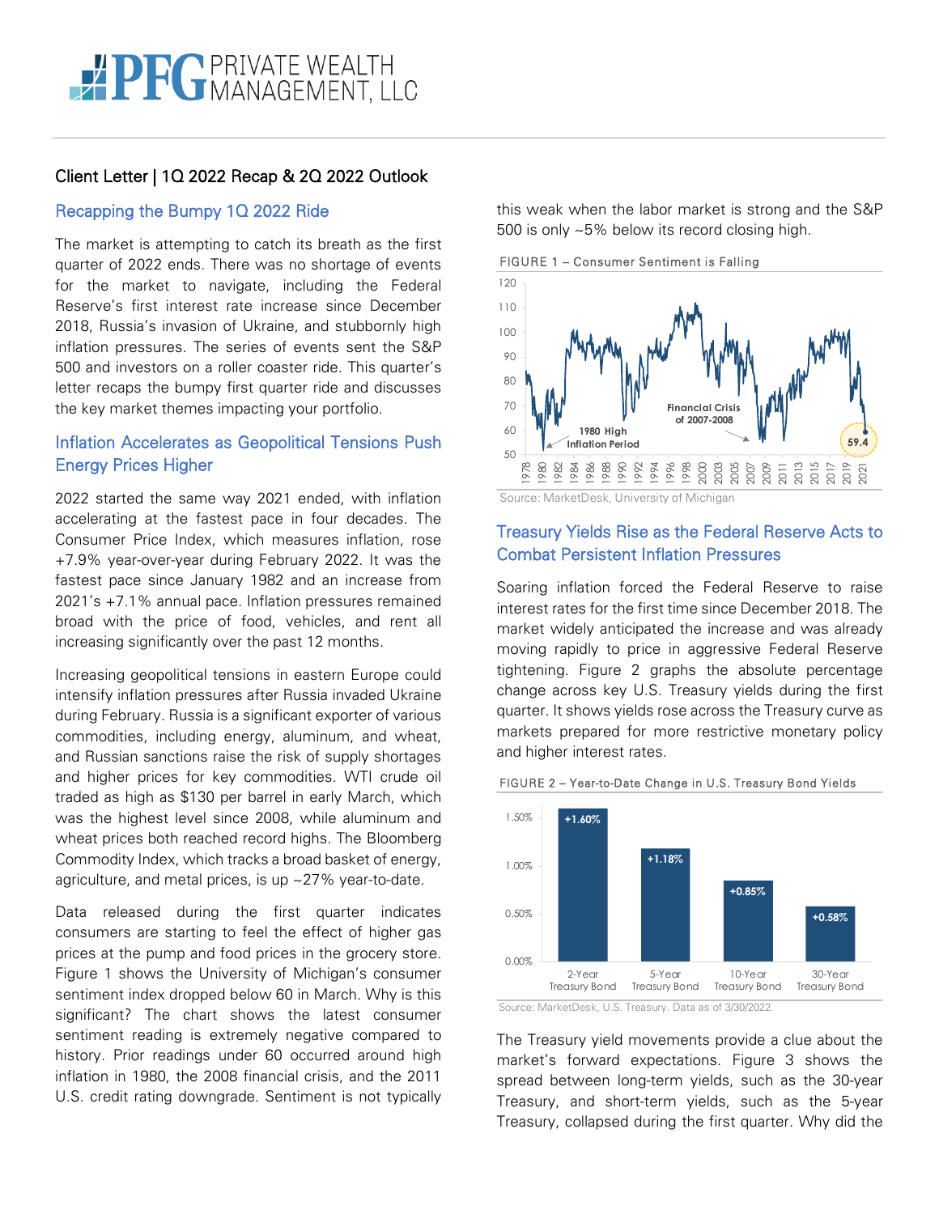# PFG PRIVATE WEALTH MANAGEMENT, LLC

## Client Letter | 1Q 2022 Recap & 2Q 2022 Outlook

### Recapping the Bumpy 1Q 2022 Ride

The market is attempting to catch its breath as the first quarter of 2022 ends. There was no shortage of events for the market to navigate, including the Federal Reserve's first interest rate increase since December 2018, Russia's invasion of Ukraine, and stubbornly high inflation pressures. The series of events sent the S&P 500 and investors on a roller coaster ride. This quarter's letter recaps the bumpy first quarter ride and discusses the key market themes impacting your portfolio.

### Inflation Accelerates as Geopolitical Tensions Push Energy Prices Higher

2022 started the same way 2021 ended, with inflation accelerating at the fastest pace in four decades. The Consumer Price Index, which measures inflation, rose +7.9% year-over-year during February 2022. It was the fastest pace since January 1982 and an increase from 2021's +7.1% annual pace. Inflation pressures remained broad with the price of food, vehicles, and rent all increasing significantly over the past 12 months.

Increasing geopolitical tensions in eastern Europe could intensify inflation pressures after Russia invaded Ukraine during February. Russia is a significant exporter of various commodities, including energy, aluminum, and wheat, and Russian sanctions raise the risk of supply shortages and higher prices for key commodities. WTI crude oil traded as high as $130 per barrel in early March, which was the highest level since 2008, while aluminum and wheat prices both reached record highs. The Bloomberg Commodity Index, which tracks a broad basket of energy, agriculture, and metal prices, is up ~27% year-to-date.

Data released during the first quarter indicates consumers are starting to feel the effect of higher gas prices at the pump and food prices in the grocery store. Figure 1 shows the University of Michigan's consumer sentiment index dropped below 60 in March. Why is this significant? The chart shows the latest consumer sentiment reading is extremely negative compared to history. Prior readings under 60 occurred around high inflation in 1980, the 2008 financial crisis, and the 2011 U.S. credit rating downgrade. Sentiment is not typically this weak when the labor market is strong and the S&P 500 is only ~5% below its record closing high.

FIGURE 1 – Consumer Sentiment is Falling

Source: MarketDesk, University of Michigan

### Treasury Yields Rise as the Federal Reserve Acts to Combat Persistent Inflation Pressures

Soaring inflation forced the Federal Reserve to raise interest rates for the first time since December 2018. The market widely anticipated the increase and was already moving rapidly to price in aggressive Federal Reserve tightening. Figure 2 graphs the absolute percentage change across key U.S. Treasury yields during the first quarter. It shows yields rose across the Treasury curve as markets prepared for more restrictive monetary policy and higher interest rates.

FIGURE 2 – Year-to-Date Change in U.S. Treasury Bond Yields

| Treasury Bond | Change |
|---|---|
| 2-Year Treasury Bond | +1.60% |
| 5-Year Treasury Bond | +1.18% |
| 10-Year Treasury Bond | +0.85% |
| 30-Year Treasury Bond | +0.58% |

Source: MarketDesk, U.S. Treasury. Data as of 3/30/2022.

The Treasury yield movements provide a clue about the market's forward expectations. Figure 3 shows the spread between long-term yields, such as the 30-year Treasury, and short-term yields, such as the 5-year Treasury, collapsed during the first quarter. Why did the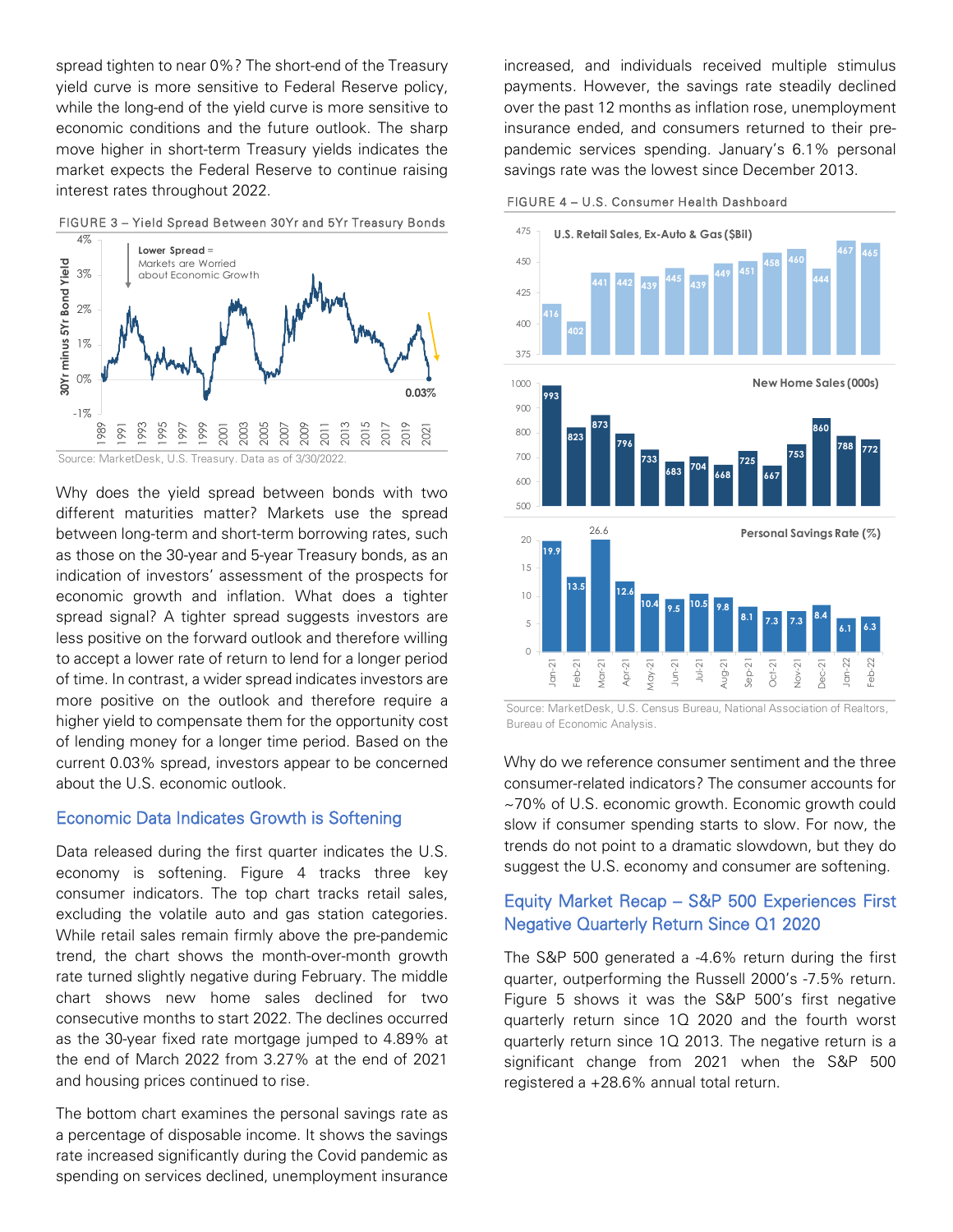spread tighten to near 0%? The short-end of the Treasury yield curve is more sensitive to Federal Reserve policy, while the long-end of the yield curve is more sensitive to economic conditions and the future outlook. The sharp move higher in short-term Treasury yields indicates the market expects the Federal Reserve to continue raising interest rates throughout 2022.

FIGURE 3 – Yield Spread Between 30Yr and 5Yr Treasury Bonds

Source: MarketDesk, U.S. Treasury. Data as of 3/30/2022.

Why does the yield spread between bonds with two different maturities matter? Markets use the spread between long-term and short-term borrowing rates, such as those on the 30-year and 5-year Treasury bonds, as an indication of investors' assessment of the prospects for economic growth and inflation. What does a tighter spread signal? A tighter spread suggests investors are less positive on the forward outlook and therefore willing to accept a lower rate of return to lend for a longer period of time. In contrast, a wider spread indicates investors are more positive on the outlook and therefore require a higher yield to compensate them for the opportunity cost of lending money for a longer time period. Based on the current 0.03% spread, investors appear to be concerned about the U.S. economic outlook.

## Economic Data Indicates Growth is Softening

Data released during the first quarter indicates the U.S. economy is softening. Figure 4 tracks three key consumer indicators. The top chart tracks retail sales, excluding the volatile auto and gas station categories. While retail sales remain firmly above the pre-pandemic trend, the chart shows the month-over-month growth rate turned slightly negative during February. The middle chart shows new home sales declined for two consecutive months to start 2022. The declines occurred as the 30-year fixed rate mortgage jumped to 4.89% at the end of March 2022 from 3.27% at the end of 2021 and housing prices continued to rise.

The bottom chart examines the personal savings rate as a percentage of disposable income. It shows the savings rate increased significantly during the Covid pandemic as spending on services declined, unemployment insurance increased, and individuals received multiple stimulus payments. However, the savings rate steadily declined over the past 12 months as inflation rose, unemployment insurance ended, and consumers returned to their pre-pandemic services spending. January's 6.1% personal savings rate was the lowest since December 2013.

FIGURE 4 – U.S. Consumer Health Dashboard

| | Jan-21 | Feb-21 | Mar-21 | Apr-21 | May-21 | Jun-21 | Jul-21 | Aug-21 | Sep-21 | Oct-21 | Nov-21 | Dec-21 | Jan-22 | Feb-22 |
|---|---|---|---|---|---|---|---|---|---|---|---|---|---|---|
| U.S. Retail Sales, Ex-Auto & Gas ($Bil) | 416 | 402 | 441 | 442 | 439 | 445 | 439 | 449 | 451 | 458 | 460 | 444 | 467 | 465 |
| New Home Sales (000s) | 993 | 823 | 873 | 796 | 733 | 683 | 704 | 668 | 725 | 667 | 753 | 860 | 788 | 772 |
| Personal Savings Rate (%) | 19.9 | 13.5 | 26.6 | 12.6 | 10.4 | 9.5 | 10.5 | 9.8 | 8.1 | 7.3 | 7.3 | 8.4 | 6.1 | 6.3 |

Source: MarketDesk, U.S. Census Bureau, National Association of Realtors, Bureau of Economic Analysis.

Why do we reference consumer sentiment and the three consumer-related indicators? The consumer accounts for ~70% of U.S. economic growth. Economic growth could slow if consumer spending starts to slow. For now, the trends do not point to a dramatic slowdown, but they do suggest the U.S. economy and consumer are softening.

## Equity Market Recap – S&P 500 Experiences First Negative Quarterly Return Since Q1 2020

The S&P 500 generated a -4.6% return during the first quarter, outperforming the Russell 2000's -7.5% return. Figure 5 shows it was the S&P 500's first negative quarterly return since 1Q 2020 and the fourth worst quarterly return since 1Q 2013. The negative return is a significant change from 2021 when the S&P 500 registered a +28.6% annual total return.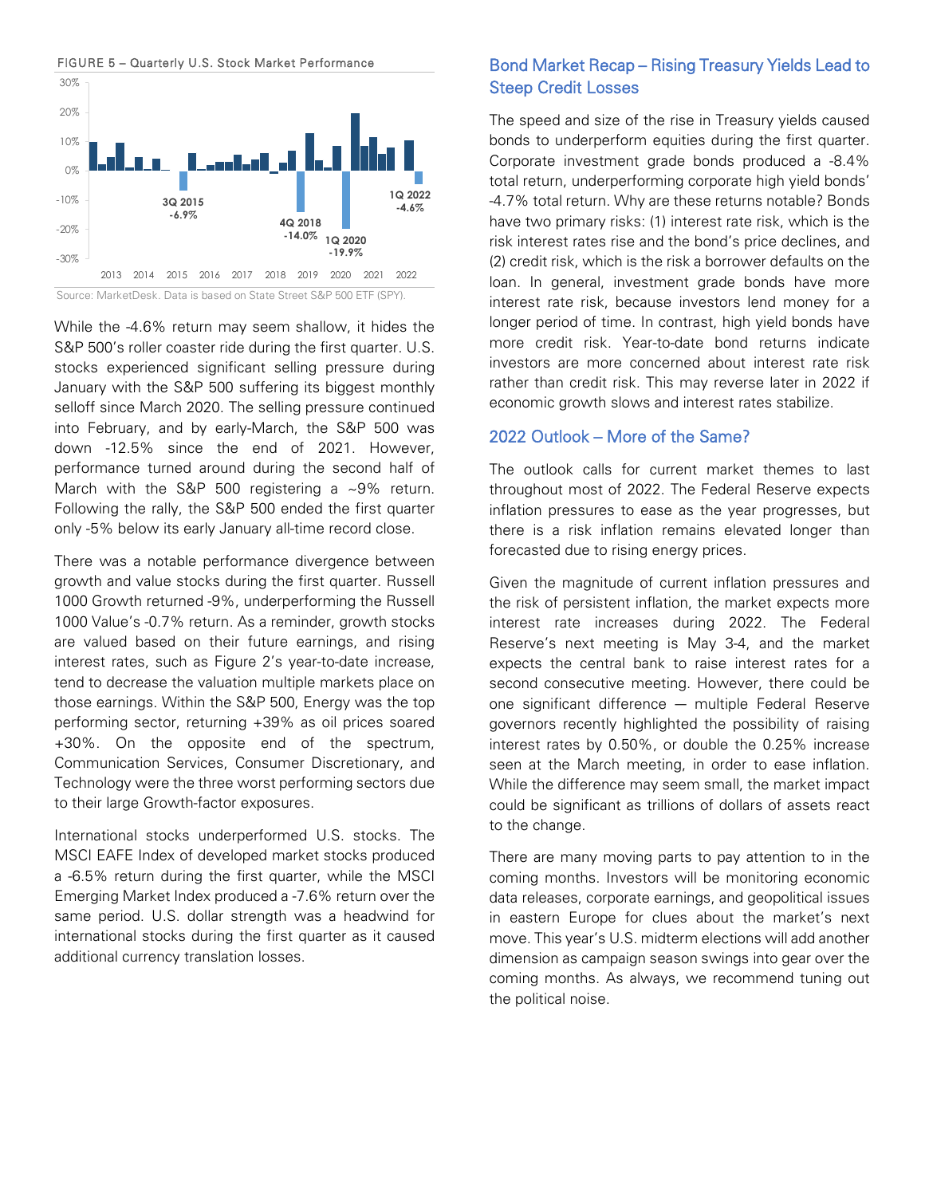FIGURE 5 – Quarterly U.S. Stock Market Performance

Source: MarketDesk. Data is based on State Street S&P 500 ETF (SPY).

While the -4.6% return may seem shallow, it hides the S&P 500's roller coaster ride during the first quarter. U.S. stocks experienced significant selling pressure during January with the S&P 500 suffering its biggest monthly selloff since March 2020. The selling pressure continued into February, and by early-March, the S&P 500 was down -12.5% since the end of 2021. However, performance turned around during the second half of March with the S&P 500 registering a ~9% return. Following the rally, the S&P 500 ended the first quarter only -5% below its early January all-time record close.

There was a notable performance divergence between growth and value stocks during the first quarter. Russell 1000 Growth returned -9%, underperforming the Russell 1000 Value's -0.7% return. As a reminder, growth stocks are valued based on their future earnings, and rising interest rates, such as Figure 2's year-to-date increase, tend to decrease the valuation multiple markets place on those earnings. Within the S&P 500, Energy was the top performing sector, returning +39% as oil prices soared +30%. On the opposite end of the spectrum, Communication Services, Consumer Discretionary, and Technology were the three worst performing sectors due to their large Growth-factor exposures.

International stocks underperformed U.S. stocks. The MSCI EAFE Index of developed market stocks produced a -6.5% return during the first quarter, while the MSCI Emerging Market Index produced a -7.6% return over the same period. U.S. dollar strength was a headwind for international stocks during the first quarter as it caused additional currency translation losses.

## Bond Market Recap – Rising Treasury Yields Lead to Steep Credit Losses

The speed and size of the rise in Treasury yields caused bonds to underperform equities during the first quarter. Corporate investment grade bonds produced a -8.4% total return, underperforming corporate high yield bonds' -4.7% total return. Why are these returns notable? Bonds have two primary risks: (1) interest rate risk, which is the risk interest rates rise and the bond's price declines, and (2) credit risk, which is the risk a borrower defaults on the loan. In general, investment grade bonds have more interest rate risk, because investors lend money for a longer period of time. In contrast, high yield bonds have more credit risk. Year-to-date bond returns indicate investors are more concerned about interest rate risk rather than credit risk. This may reverse later in 2022 if economic growth slows and interest rates stabilize.

## 2022 Outlook – More of the Same?

The outlook calls for current market themes to last throughout most of 2022. The Federal Reserve expects inflation pressures to ease as the year progresses, but there is a risk inflation remains elevated longer than forecasted due to rising energy prices.

Given the magnitude of current inflation pressures and the risk of persistent inflation, the market expects more interest rate increases during 2022. The Federal Reserve's next meeting is May 3-4, and the market expects the central bank to raise interest rates for a second consecutive meeting. However, there could be one significant difference — multiple Federal Reserve governors recently highlighted the possibility of raising interest rates by 0.50%, or double the 0.25% increase seen at the March meeting, in order to ease inflation. While the difference may seem small, the market impact could be significant as trillions of dollars of assets react to the change.

There are many moving parts to pay attention to in the coming months. Investors will be monitoring economic data releases, corporate earnings, and geopolitical issues in eastern Europe for clues about the market's next move. This year's U.S. midterm elections will add another dimension as campaign season swings into gear over the coming months. As always, we recommend tuning out the political noise.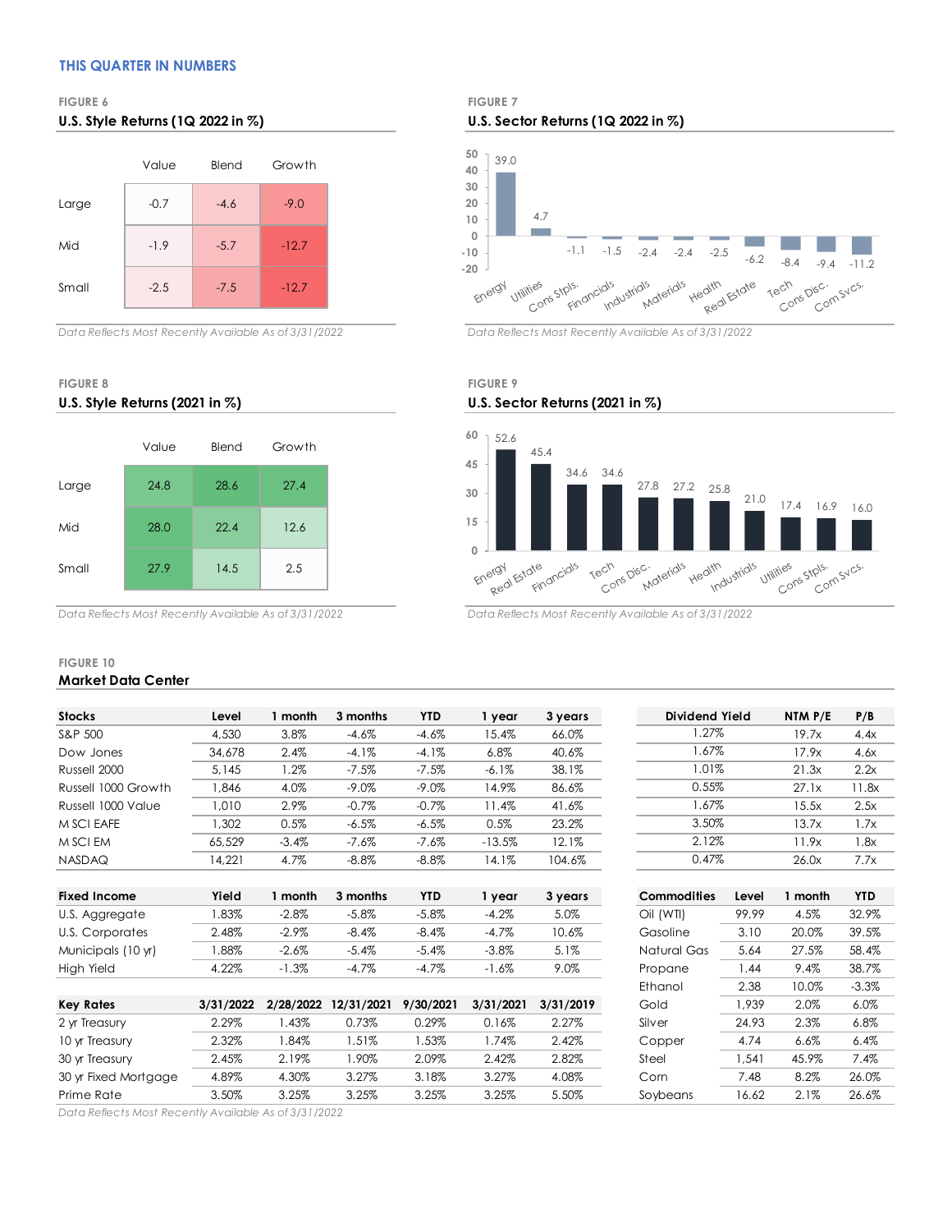## THIS QUARTER IN NUMBERS

FIGURE 6

### U.S. Style Returns (1Q 2022 in %)

| | Value | Blend | Growth |
|---|---|---|---|
| Large | -0.7 | -4.6 | -9.0 |
| Mid | -1.9 | -5.7 | -12.7 |
| Small | -2.5 | -7.5 | -12.7 |

*Data Reflects Most Recently Available As of 3/31/2022*

FIGURE 7

### U.S. Sector Returns (1Q 2022 in %)

| Sector | Return |
|---|---|
| Energy | 39.0 |
| Utilities | 4.7 |
| Cons Stpls. | -1.1 |
| Financials | -1.5 |
| Industrials | -2.4 |
| Materials | -2.4 |
| Health | -2.5 |
| Real Estate | -6.2 |
| Tech | -8.4 |
| Cons Disc. | -9.4 |
| Com Svcs. | -11.2 |

*Data Reflects Most Recently Available As of 3/31/2022*

FIGURE 8

### U.S. Style Returns (2021 in %)

| | Value | Blend | Growth |
|---|---|---|---|
| Large | 24.8 | 28.6 | 27.4 |
| Mid | 28.0 | 22.4 | 12.6 |
| Small | 27.9 | 14.5 | 2.5 |

*Data Reflects Most Recently Available As of 3/31/2022*

FIGURE 9

### U.S. Sector Returns (2021 in %)

| Sector | Return |
|---|---|
| Energy | 52.6 |
| Real Estate | 45.4 |
| Financials | 34.6 |
| Tech | 34.6 |
| Cons Disc. | 27.8 |
| Materials | 27.2 |
| Health | 25.8 |
| Industrials | 21.0 |
| Utilities | 17.4 |
| Cons Stpls. | 16.9 |
| Com Svcs. | 16.0 |

*Data Reflects Most Recently Available As of 3/31/2022*

FIGURE 10

### Market Data Center

| Stocks | Level | 1 month | 3 months | YTD | 1 year | 3 years | Dividend Yield | NTM P/E | P/B |
|---|---|---|---|---|---|---|---|---|---|
| S&P 500 | 4,530 | 3.8% | -4.6% | -4.6% | 15.4% | 66.0% | 1.27% | 19.7x | 4.4x |
| Dow Jones | 34,678 | 2.4% | -4.1% | -4.1% | 6.8% | 40.6% | 1.67% | 17.9x | 4.6x |
| Russell 2000 | 5,145 | 1.2% | -7.5% | -7.5% | -6.1% | 38.1% | 1.01% | 21.3x | 2.2x |
| Russell 1000 Growth | 1,846 | 4.0% | -9.0% | -9.0% | 14.9% | 86.6% | 0.55% | 27.1x | 11.8x |
| Russell 1000 Value | 1,010 | 2.9% | -0.7% | -0.7% | 11.4% | 41.6% | 1.67% | 15.5x | 2.5x |
| MSCI EAFE | 1,302 | 0.5% | -6.5% | -6.5% | 0.5% | 23.2% | 3.50% | 13.7x | 1.7x |
| MSCI EM | 65,529 | -3.4% | -7.6% | -7.6% | -13.5% | 12.1% | 2.12% | 11.9x | 1.8x |
| NASDAQ | 14,221 | 4.7% | -8.8% | -8.8% | 14.1% | 104.6% | 0.47% | 26.0x | 7.7x |

| Fixed Income | Yield | 1 month | 3 months | YTD | 1 year | 3 years |
|---|---|---|---|---|---|---|
| U.S. Aggregate | 1.83% | -2.8% | -5.8% | -5.8% | -4.2% | 5.0% |
| U.S. Corporates | 2.48% | -2.9% | -8.4% | -8.4% | -4.7% | 10.6% |
| Municipals (10 yr) | 1.88% | -2.6% | -5.4% | -5.4% | -3.8% | 5.1% |
| High Yield | 4.22% | -1.3% | -4.7% | -4.7% | -1.6% | 9.0% |

| Key Rates | 3/31/2022 | 2/28/2022 | 12/31/2021 | 9/30/2021 | 3/31/2021 | 3/31/2019 |
|---|---|---|---|---|---|---|
| 2 yr Treasury | 2.29% | 1.43% | 0.73% | 0.29% | 0.16% | 2.27% |
| 10 yr Treasury | 2.32% | 1.84% | 1.51% | 1.53% | 1.74% | 2.42% |
| 30 yr Treasury | 2.45% | 2.19% | 1.90% | 2.09% | 2.42% | 2.82% |
| 30 yr Fixed Mortgage | 4.89% | 4.30% | 3.27% | 3.18% | 3.27% | 4.08% |
| Prime Rate | 3.50% | 3.25% | 3.25% | 3.25% | 3.25% | 5.50% |

| Commodities | Level | 1 month | YTD |
|---|---|---|---|
| Oil (WTI) | 99.99 | 4.5% | 32.9% |
| Gasoline | 3.10 | 20.0% | 39.5% |
| Natural Gas | 5.64 | 27.5% | 58.4% |
| Propane | 1.44 | 9.4% | 38.7% |
| Ethanol | 2.38 | 10.0% | -3.3% |
| Gold | 1,939 | 2.0% | 6.0% |
| Silver | 24.93 | 2.3% | 6.8% |
| Copper | 4.74 | 6.6% | 6.4% |
| Steel | 1,541 | 45.9% | 7.4% |
| Corn | 7.48 | 8.2% | 26.0% |
| Soybeans | 16.62 | 2.1% | 26.6% |

*Data Reflects Most Recently Available As of 3/31/2022*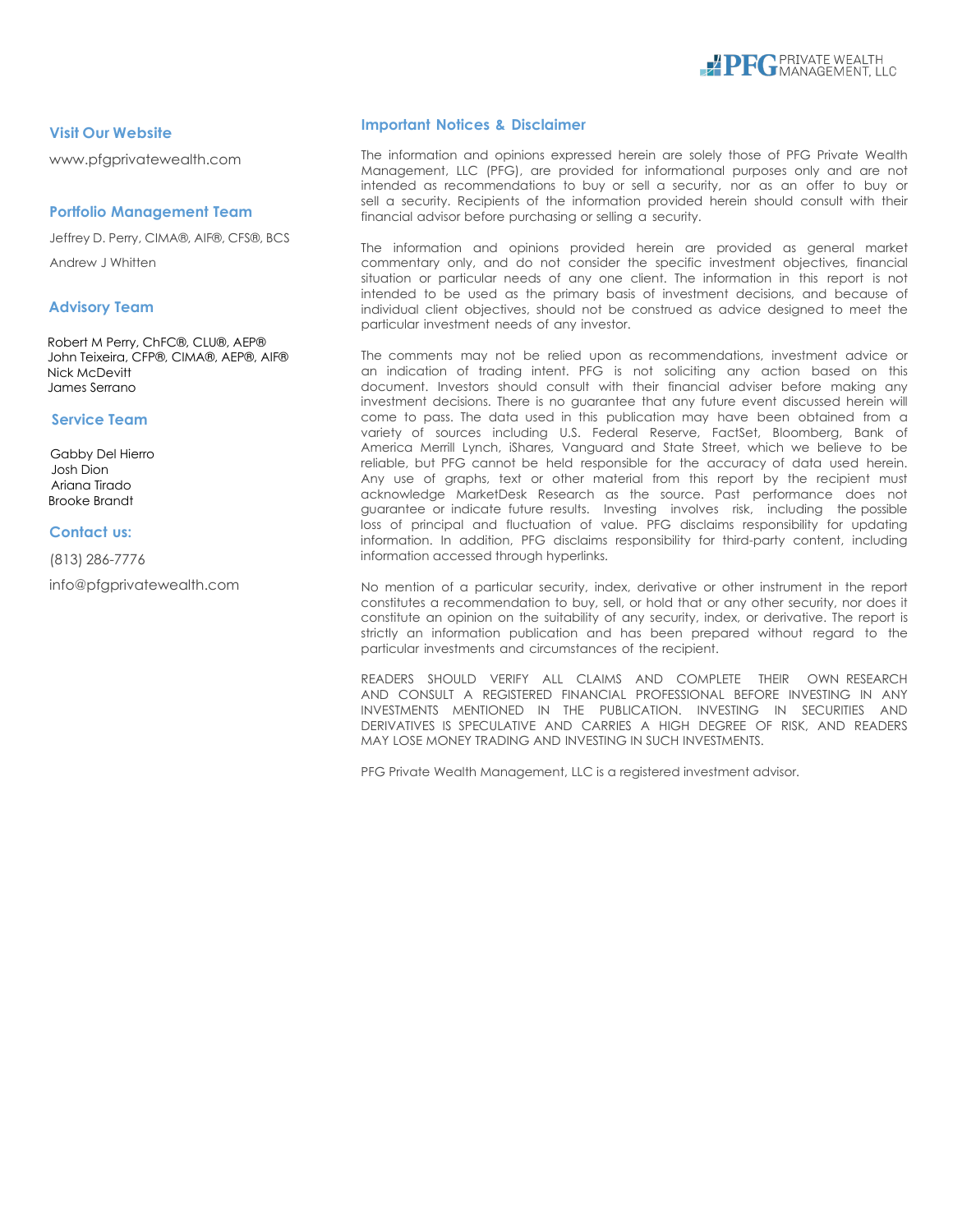## Visit Our Website

www.pfgprivatewealth.com

## Portfolio Management Team

Jeffrey D. Perry, CIMA®, AIF®, CFS®, BCS

Andrew J Whitten

## Advisory Team

Robert M Perry, ChFC®, CLU®, AEP®
John Teixeira, CFP®, CIMA®, AEP®, AIF®
Nick McDevitt
James Serrano

## Service Team

Gabby Del Hierro
Josh Dion
Ariana Tirado
Brooke Brandt

## Contact us:

(813) 286-7776

info@pfgprivatewealth.com

## Important Notices & Disclaimer

The information and opinions expressed herein are solely those of PFG Private Wealth Management, LLC (PFG), are provided for informational purposes only and are not intended as recommendations to buy or sell a security, nor as an offer to buy or sell a security. Recipients of the information provided herein should consult with their financial advisor before purchasing or selling a security.

The information and opinions provided herein are provided as general market commentary only, and do not consider the specific investment objectives, financial situation or particular needs of any one client. The information in this report is not intended to be used as the primary basis of investment decisions, and because of individual client objectives, should not be construed as advice designed to meet the particular investment needs of any investor.

The comments may not be relied upon as recommendations, investment advice or an indication of trading intent. PFG is not soliciting any action based on this document. Investors should consult with their financial adviser before making any investment decisions. There is no guarantee that any future event discussed herein will come to pass. The data used in this publication may have been obtained from a variety of sources including U.S. Federal Reserve, FactSet, Bloomberg, Bank of America Merrill Lynch, iShares, Vanguard and State Street, which we believe to be reliable, but PFG cannot be held responsible for the accuracy of data used herein. Any use of graphs, text or other material from this report by the recipient must acknowledge MarketDesk Research as the source. Past performance does not guarantee or indicate future results. Investing involves risk, including the possible loss of principal and fluctuation of value. PFG disclaims responsibility for updating information. In addition, PFG disclaims responsibility for third-party content, including information accessed through hyperlinks.

No mention of a particular security, index, derivative or other instrument in the report constitutes a recommendation to buy, sell, or hold that or any other security, nor does it constitute an opinion on the suitability of any security, index, or derivative. The report is strictly an information publication and has been prepared without regard to the particular investments and circumstances of the recipient.

READERS SHOULD VERIFY ALL CLAIMS AND COMPLETE THEIR OWN RESEARCH AND CONSULT A REGISTERED FINANCIAL PROFESSIONAL BEFORE INVESTING IN ANY INVESTMENTS MENTIONED IN THE PUBLICATION. INVESTING IN SECURITIES AND DERIVATIVES IS SPECULATIVE AND CARRIES A HIGH DEGREE OF RISK, AND READERS MAY LOSE MONEY TRADING AND INVESTING IN SUCH INVESTMENTS.

PFG Private Wealth Management, LLC is a registered investment advisor.